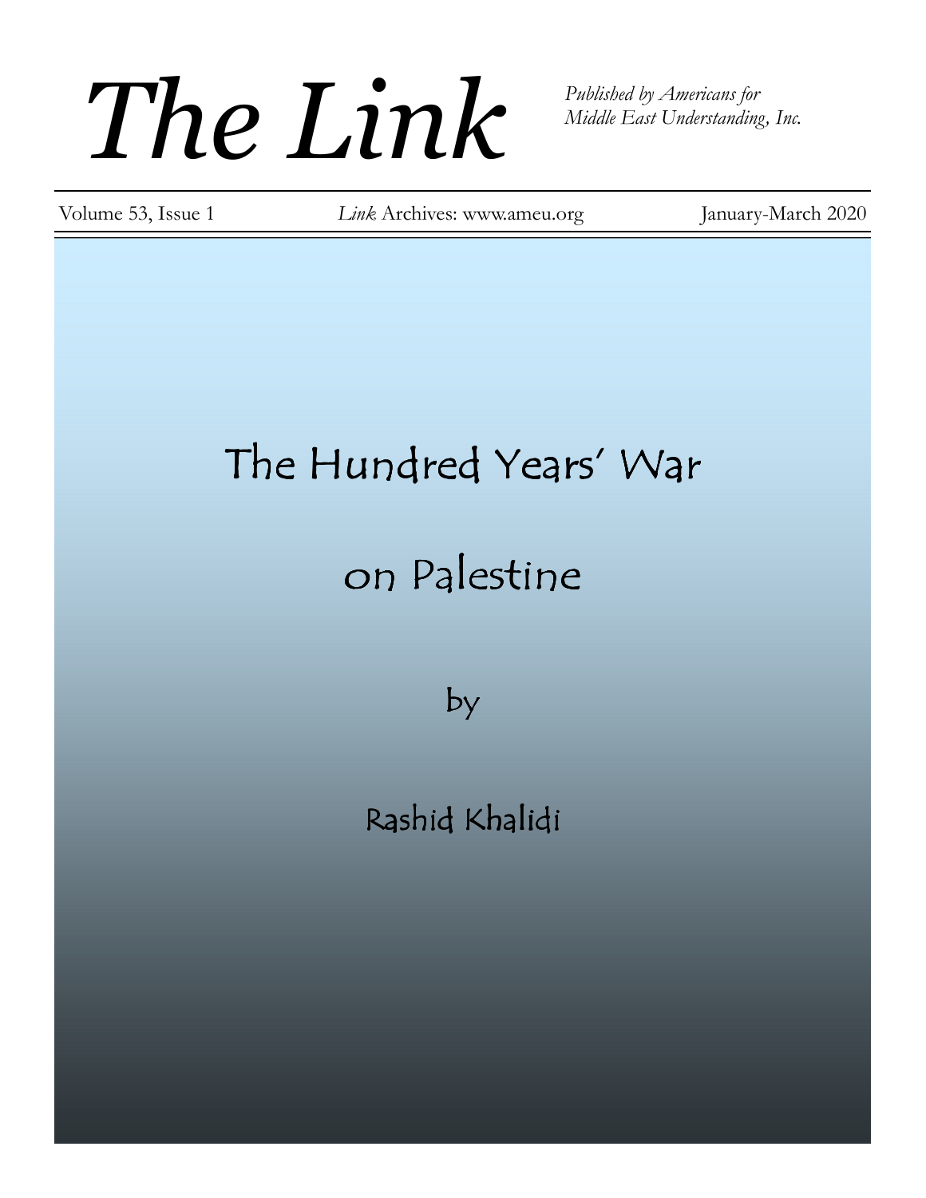# *The Link*

*Published by Americans for Middle East Understanding, Inc.*

Volume 53, Issue 1 | *Link* Archives: www.ameu.org | January-March 2020

## The Hundred Years' War on Palestine

by

Rashid Khalidi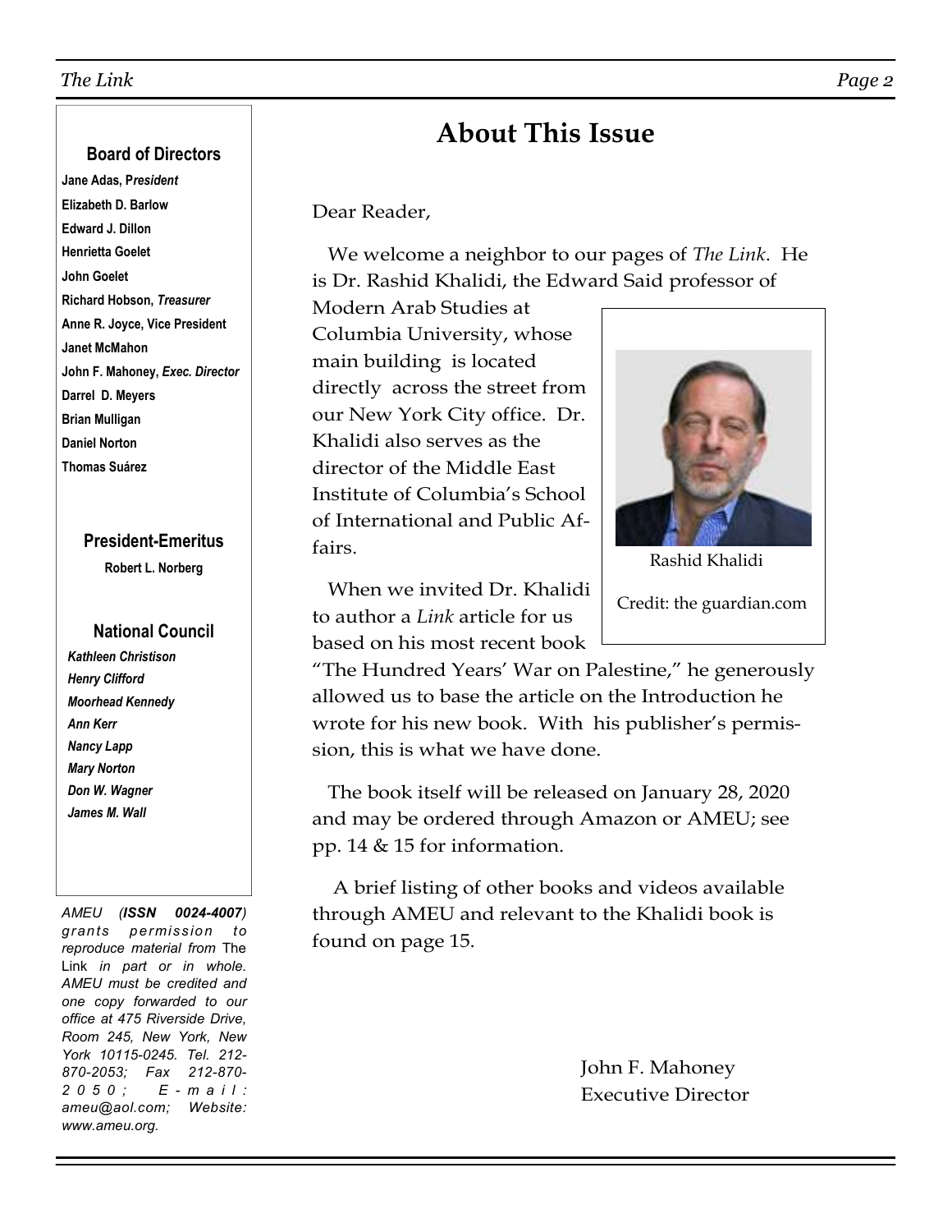### Board of Directors

**Jane Adas, *President***
**Elizabeth D. Barlow**
**Edward J. Dillon**
**Henrietta Goelet**
**John Goelet**
**Richard Hobson, *Treasurer***
**Anne R. Joyce, Vice President**
**Janet McMahon**
**John F. Mahoney, *Exec. Director***
**Darrel D. Meyers**
**Brian Mulligan**
**Daniel Norton**
**Thomas Suárez**

### President-Emeritus

**Robert L. Norberg**

### National Council

***Kathleen Christison***
***Henry Clifford***
***Moorhead Kennedy***
***Ann Kerr***
***Nancy Lapp***
***Mary Norton***
***Don W. Wagner***
***James M. Wall***

*AMEU (**ISSN 0024-4007**) grants permission to reproduce material from* The Link *in part or in whole. AMEU must be credited and one copy forwarded to our office at 475 Riverside Drive, Room 245, New York, New York 10115-0245. Tel. 212-870-2053; Fax 212-870-2050; E-mail: ameu@aol.com; Website: www.ameu.org.*

# About This Issue

Dear Reader,

We welcome a neighbor to our pages of *The Link*. He is Dr. Rashid Khalidi, the Edward Said professor of Modern Arab Studies at Columbia University, whose main building is located directly across the street from our New York City office. Dr. Khalidi also serves as the director of the Middle East Institute of Columbia's School of International and Public Affairs.

Rashid Khalidi

Credit: the guardian.com

When we invited Dr. Khalidi to author a *Link* article for us based on his most recent book "The Hundred Years' War on Palestine," he generously allowed us to base the article on the Introduction he wrote for his new book. With his publisher's permission, this is what we have done.

The book itself will be released on January 28, 2020 and may be ordered through Amazon or AMEU; see pp. 14 & 15 for information.

A brief listing of other books and videos available through AMEU and relevant to the Khalidi book is found on page 15.

John F. Mahoney
Executive Director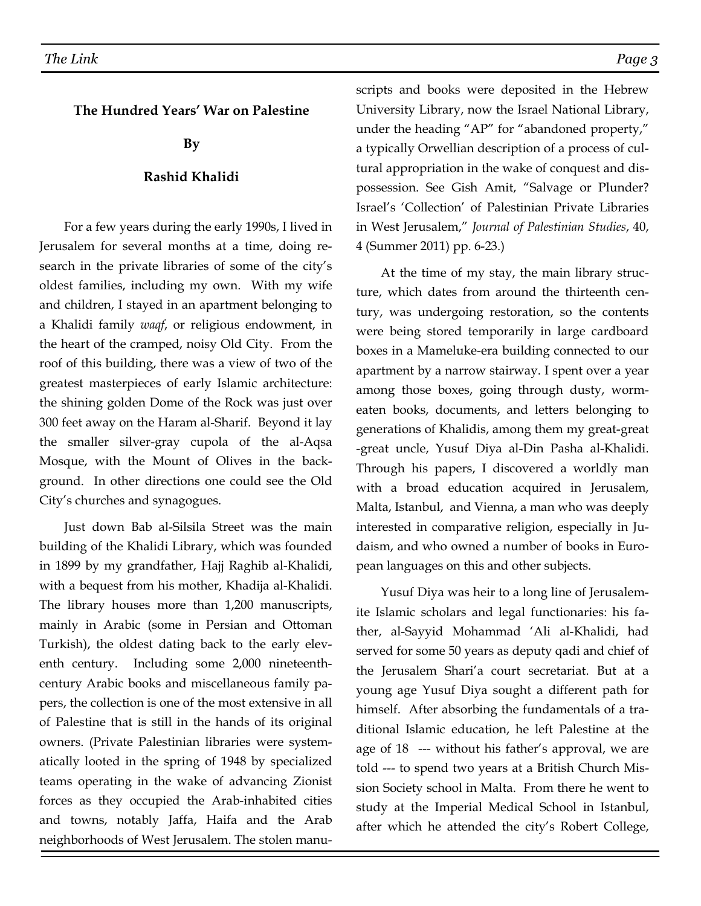## The Hundred Years' War on Palestine

**By**

**Rashid Khalidi**

For a few years during the early 1990s, I lived in Jerusalem for several months at a time, doing research in the private libraries of some of the city's oldest families, including my own. With my wife and children, I stayed in an apartment belonging to a Khalidi family *waqf*, or religious endowment, in the heart of the cramped, noisy Old City. From the roof of this building, there was a view of two of the greatest masterpieces of early Islamic architecture: the shining golden Dome of the Rock was just over 300 feet away on the Haram al-Sharif. Beyond it lay the smaller silver-gray cupola of the al-Aqsa Mosque, with the Mount of Olives in the background. In other directions one could see the Old City's churches and synagogues.

Just down Bab al-Silsila Street was the main building of the Khalidi Library, which was founded in 1899 by my grandfather, Hajj Raghib al-Khalidi, with a bequest from his mother, Khadija al-Khalidi. The library houses more than 1,200 manuscripts, mainly in Arabic (some in Persian and Ottoman Turkish), the oldest dating back to the early eleventh century. Including some 2,000 nineteenth-century Arabic books and miscellaneous family papers, the collection is one of the most extensive in all of Palestine that is still in the hands of its original owners. (Private Palestinian libraries were systematically looted in the spring of 1948 by specialized teams operating in the wake of advancing Zionist forces as they occupied the Arab-inhabited cities and towns, notably Jaffa, Haifa and the Arab neighborhoods of West Jerusalem. The stolen manuscripts and books were deposited in the Hebrew University Library, now the Israel National Library, under the heading "AP" for "abandoned property," a typically Orwellian description of a process of cultural appropriation in the wake of conquest and dispossession. See Gish Amit, "Salvage or Plunder? Israel's 'Collection' of Palestinian Private Libraries in West Jerusalem," *Journal of Palestinian Studies*, 40, 4 (Summer 2011) pp. 6-23.)

At the time of my stay, the main library structure, which dates from around the thirteenth century, was undergoing restoration, so the contents were being stored temporarily in large cardboard boxes in a Mameluke-era building connected to our apartment by a narrow stairway. I spent over a year among those boxes, going through dusty, worm-eaten books, documents, and letters belonging to generations of Khalidis, among them my great-great-great uncle, Yusuf Diya al-Din Pasha al-Khalidi. Through his papers, I discovered a worldly man with a broad education acquired in Jerusalem, Malta, Istanbul, and Vienna, a man who was deeply interested in comparative religion, especially in Judaism, and who owned a number of books in European languages on this and other subjects.

Yusuf Diya was heir to a long line of Jerusalemite Islamic scholars and legal functionaries: his father, al-Sayyid Mohammad 'Ali al-Khalidi, had served for some 50 years as deputy qadi and chief of the Jerusalem Shari'a court secretariat. But at a young age Yusuf Diya sought a different path for himself. After absorbing the fundamentals of a traditional Islamic education, he left Palestine at the age of 18 --- without his father's approval, we are told --- to spend two years at a British Church Mission Society school in Malta. From there he went to study at the Imperial Medical School in Istanbul, after which he attended the city's Robert College,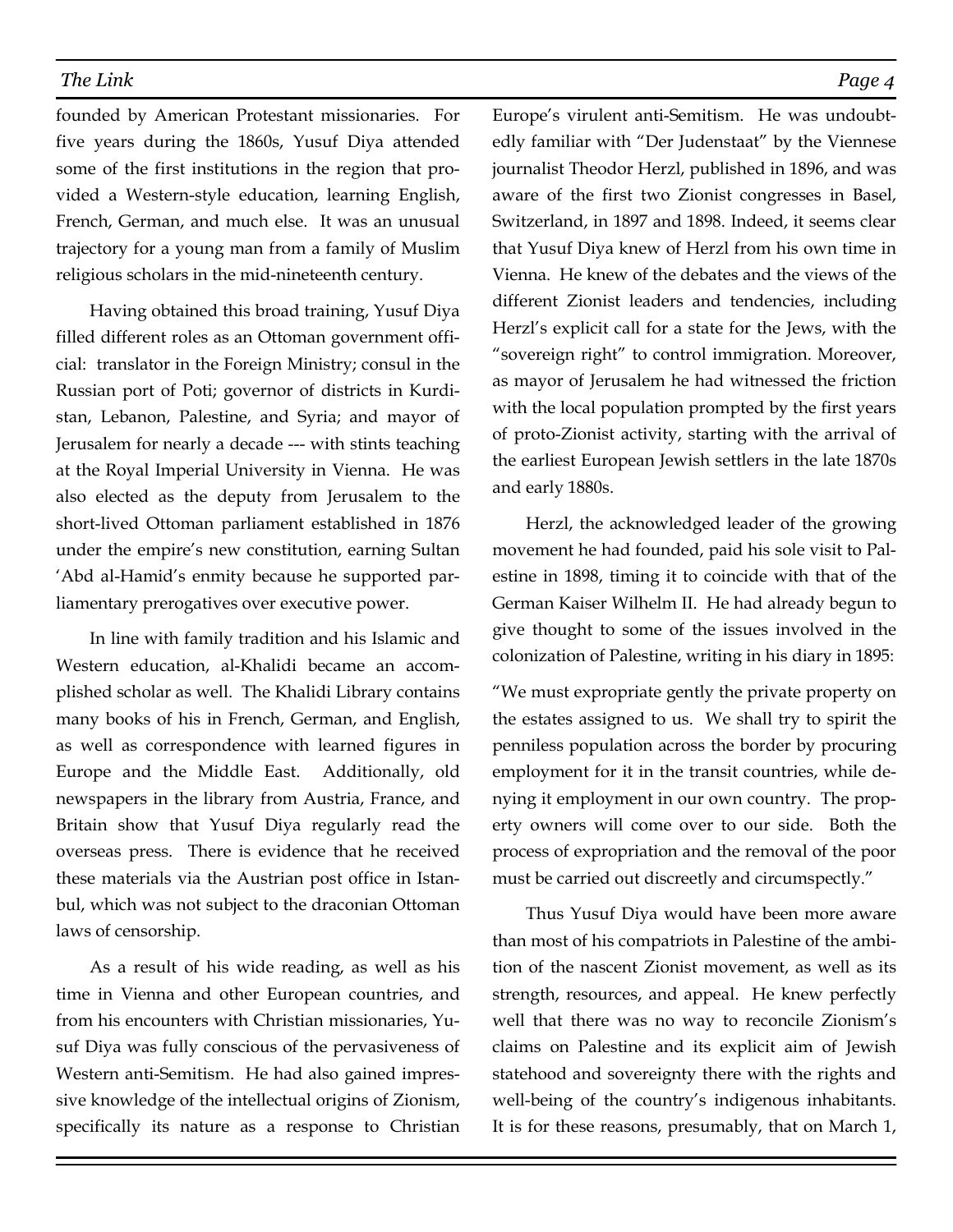founded by American Protestant missionaries. For five years during the 1860s, Yusuf Diya attended some of the first institutions in the region that provided a Western-style education, learning English, French, German, and much else. It was an unusual trajectory for a young man from a family of Muslim religious scholars in the mid-nineteenth century.

Having obtained this broad training, Yusuf Diya filled different roles as an Ottoman government official: translator in the Foreign Ministry; consul in the Russian port of Poti; governor of districts in Kurdistan, Lebanon, Palestine, and Syria; and mayor of Jerusalem for nearly a decade --- with stints teaching at the Royal Imperial University in Vienna. He was also elected as the deputy from Jerusalem to the short-lived Ottoman parliament established in 1876 under the empire's new constitution, earning Sultan 'Abd al-Hamid's enmity because he supported parliamentary prerogatives over executive power.

In line with family tradition and his Islamic and Western education, al-Khalidi became an accomplished scholar as well. The Khalidi Library contains many books of his in French, German, and English, as well as correspondence with learned figures in Europe and the Middle East. Additionally, old newspapers in the library from Austria, France, and Britain show that Yusuf Diya regularly read the overseas press. There is evidence that he received these materials via the Austrian post office in Istanbul, which was not subject to the draconian Ottoman laws of censorship.

As a result of his wide reading, as well as his time in Vienna and other European countries, and from his encounters with Christian missionaries, Yusuf Diya was fully conscious of the pervasiveness of Western anti-Semitism. He had also gained impressive knowledge of the intellectual origins of Zionism, specifically its nature as a response to Christian Europe's virulent anti-Semitism. He was undoubtedly familiar with "Der Judenstaat" by the Viennese journalist Theodor Herzl, published in 1896, and was aware of the first two Zionist congresses in Basel, Switzerland, in 1897 and 1898. Indeed, it seems clear that Yusuf Diya knew of Herzl from his own time in Vienna. He knew of the debates and the views of the different Zionist leaders and tendencies, including Herzl's explicit call for a state for the Jews, with the "sovereign right" to control immigration. Moreover, as mayor of Jerusalem he had witnessed the friction with the local population prompted by the first years of proto-Zionist activity, starting with the arrival of the earliest European Jewish settlers in the late 1870s and early 1880s.

Herzl, the acknowledged leader of the growing movement he had founded, paid his sole visit to Palestine in 1898, timing it to coincide with that of the German Kaiser Wilhelm II. He had already begun to give thought to some of the issues involved in the colonization of Palestine, writing in his diary in 1895:

"We must expropriate gently the private property on the estates assigned to us. We shall try to spirit the penniless population across the border by procuring employment for it in the transit countries, while denying it employment in our own country. The property owners will come over to our side. Both the process of expropriation and the removal of the poor must be carried out discreetly and circumspectly."

Thus Yusuf Diya would have been more aware than most of his compatriots in Palestine of the ambition of the nascent Zionist movement, as well as its strength, resources, and appeal. He knew perfectly well that there was no way to reconcile Zionism's claims on Palestine and its explicit aim of Jewish statehood and sovereignty there with the rights and well-being of the country's indigenous inhabitants. It is for these reasons, presumably, that on March 1,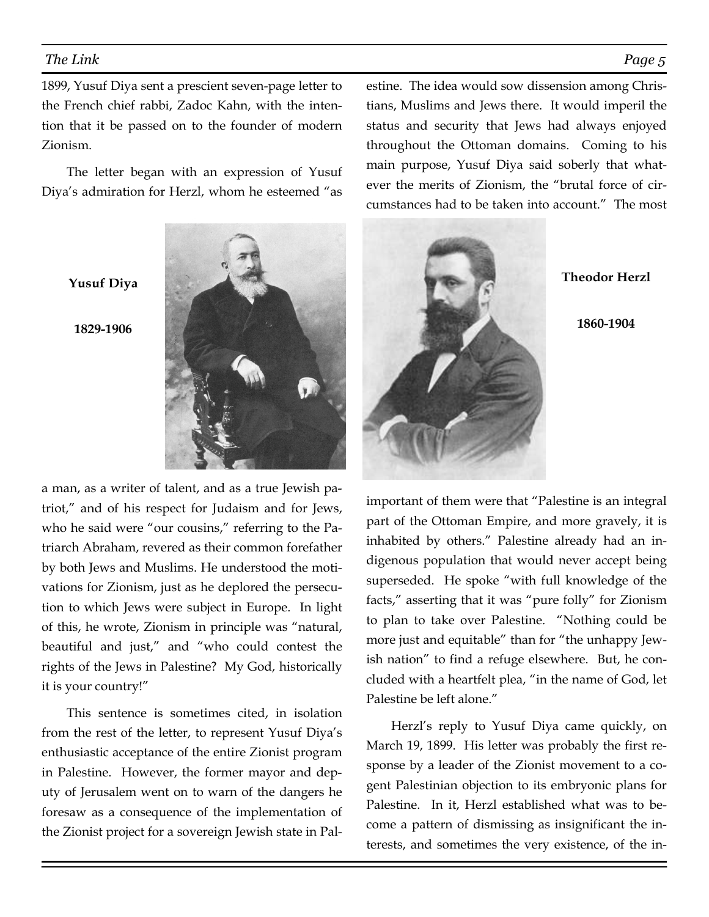1899, Yusuf Diya sent a prescient seven-page letter to the French chief rabbi, Zadoc Kahn, with the intention that it be passed on to the founder of modern Zionism.

The letter began with an expression of Yusuf Diya's admiration for Herzl, whom he esteemed "as a man, as a writer of talent, and as a true Jewish patriot," and of his respect for Judaism and for Jews, who he said were "our cousins," referring to the Patriarch Abraham, revered as their common forefather by both Jews and Muslims. He understood the motivations for Zionism, just as he deplored the persecution to which Jews were subject in Europe. In light of this, he wrote, Zionism in principle was "natural, beautiful and just," and "who could contest the rights of the Jews in Palestine? My God, historically it is your country!"

**Yusuf Diya**

**1829-1906**

This sentence is sometimes cited, in isolation from the rest of the letter, to represent Yusuf Diya's enthusiastic acceptance of the entire Zionist program in Palestine. However, the former mayor and deputy of Jerusalem went on to warn of the dangers he foresaw as a consequence of the implementation of the Zionist project for a sovereign Jewish state in Palestine. The idea would sow dissension among Christians, Muslims and Jews there. It would imperil the status and security that Jews had always enjoyed throughout the Ottoman domains. Coming to his main purpose, Yusuf Diya said soberly that whatever the merits of Zionism, the "brutal force of circumstances had to be taken into account." The most important of them were that "Palestine is an integral part of the Ottoman Empire, and more gravely, it is inhabited by others." Palestine already had an indigenous population that would never accept being superseded. He spoke "with full knowledge of the facts," asserting that it was "pure folly" for Zionism to plan to take over Palestine. "Nothing could be more just and equitable" than for "the unhappy Jewish nation" to find a refuge elsewhere. But, he concluded with a heartfelt plea, "in the name of God, let Palestine be left alone."

**Theodor Herzl**

**1860-1904**

Herzl's reply to Yusuf Diya came quickly, on March 19, 1899. His letter was probably the first response by a leader of the Zionist movement to a cogent Palestinian objection to its embryonic plans for Palestine. In it, Herzl established what was to become a pattern of dismissing as insignificant the interests, and sometimes the very existence, of the in-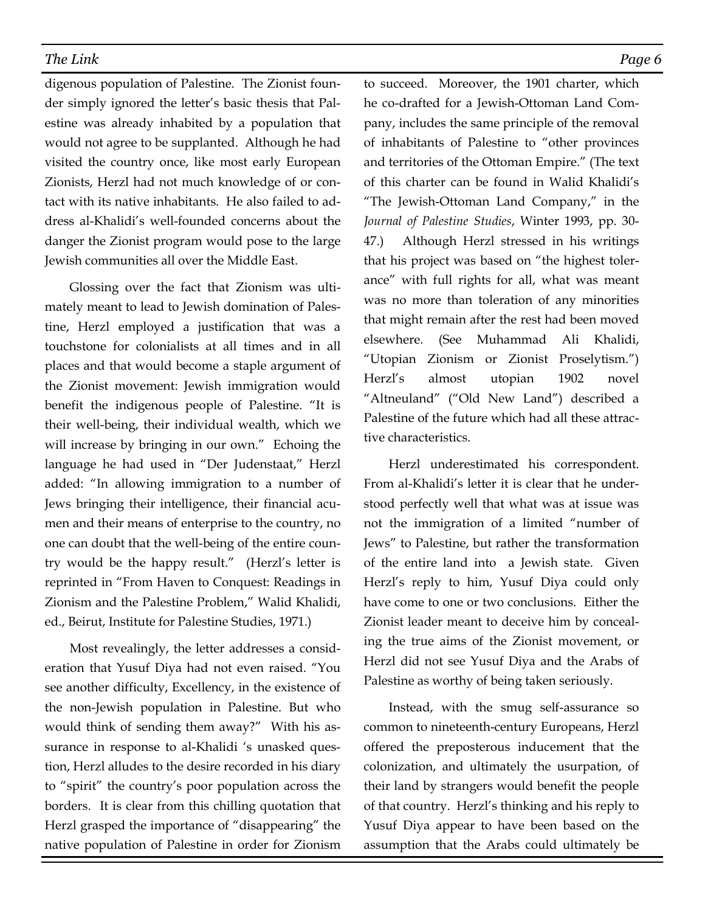digenous population of Palestine. The Zionist founder simply ignored the letter's basic thesis that Palestine was already inhabited by a population that would not agree to be supplanted. Although he had visited the country once, like most early European Zionists, Herzl had not much knowledge of or contact with its native inhabitants. He also failed to address al-Khalidi's well-founded concerns about the danger the Zionist program would pose to the large Jewish communities all over the Middle East.

Glossing over the fact that Zionism was ultimately meant to lead to Jewish domination of Palestine, Herzl employed a justification that was a touchstone for colonialists at all times and in all places and that would become a staple argument of the Zionist movement: Jewish immigration would benefit the indigenous people of Palestine. "It is their well-being, their individual wealth, which we will increase by bringing in our own." Echoing the language he had used in "Der Judenstaat," Herzl added: "In allowing immigration to a number of Jews bringing their intelligence, their financial acumen and their means of enterprise to the country, no one can doubt that the well-being of the entire country would be the happy result." (Herzl's letter is reprinted in "From Haven to Conquest: Readings in Zionism and the Palestine Problem," Walid Khalidi, ed., Beirut, Institute for Palestine Studies, 1971.)

Most revealingly, the letter addresses a consideration that Yusuf Diya had not even raised. "You see another difficulty, Excellency, in the existence of the non-Jewish population in Palestine. But who would think of sending them away?" With his assurance in response to al-Khalidi 's unasked question, Herzl alludes to the desire recorded in his diary to "spirit" the country's poor population across the borders. It is clear from this chilling quotation that Herzl grasped the importance of "disappearing" the native population of Palestine in order for Zionism to succeed. Moreover, the 1901 charter, which he co-drafted for a Jewish-Ottoman Land Company, includes the same principle of the removal of inhabitants of Palestine to "other provinces and territories of the Ottoman Empire." (The text of this charter can be found in Walid Khalidi's "The Jewish-Ottoman Land Company," in the *Journal of Palestine Studies*, Winter 1993, pp. 30-47.) Although Herzl stressed in his writings that his project was based on "the highest tolerance" with full rights for all, what was meant was no more than toleration of any minorities that might remain after the rest had been moved elsewhere. (See Muhammad Ali Khalidi, "Utopian Zionism or Zionist Proselytism.") Herzl's almost utopian 1902 novel "Altneuland" ("Old New Land") described a Palestine of the future which had all these attractive characteristics.

Herzl underestimated his correspondent. From al-Khalidi's letter it is clear that he understood perfectly well that what was at issue was not the immigration of a limited "number of Jews" to Palestine, but rather the transformation of the entire land into a Jewish state. Given Herzl's reply to him, Yusuf Diya could only have come to one or two conclusions. Either the Zionist leader meant to deceive him by concealing the true aims of the Zionist movement, or Herzl did not see Yusuf Diya and the Arabs of Palestine as worthy of being taken seriously.

Instead, with the smug self-assurance so common to nineteenth-century Europeans, Herzl offered the preposterous inducement that the colonization, and ultimately the usurpation, of their land by strangers would benefit the people of that country. Herzl's thinking and his reply to Yusuf Diya appear to have been based on the assumption that the Arabs could ultimately be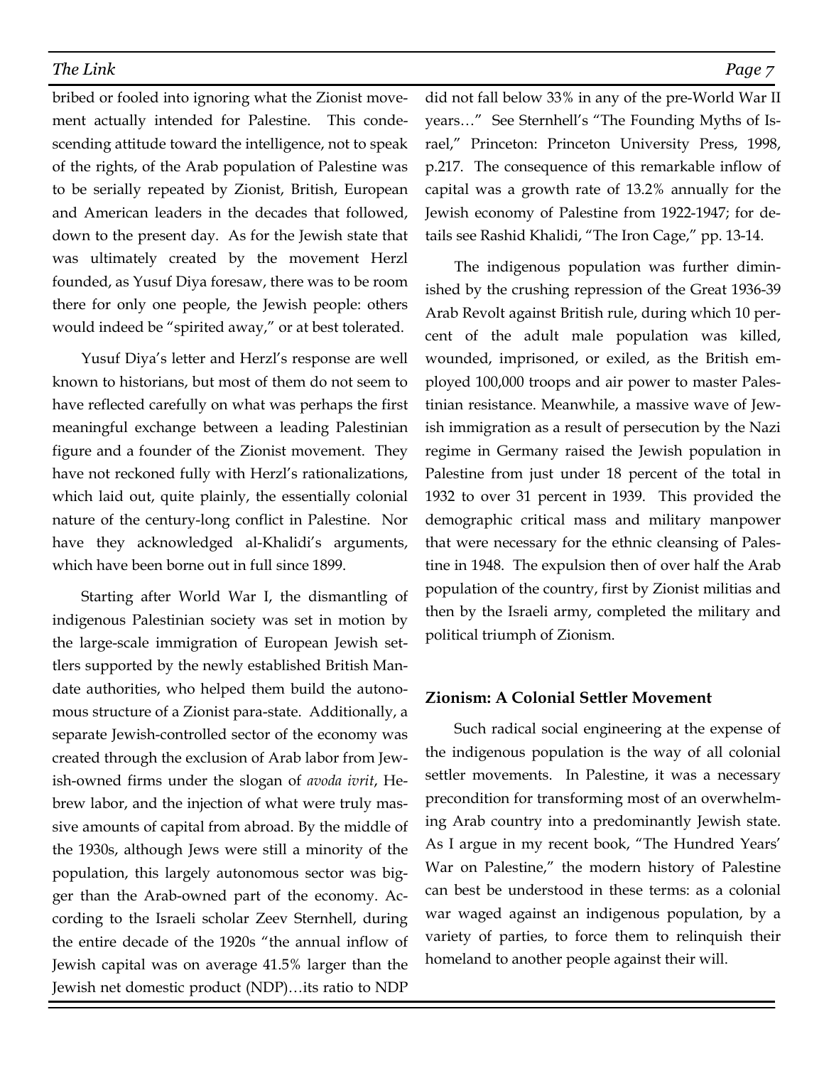bribed or fooled into ignoring what the Zionist movement actually intended for Palestine. This condescending attitude toward the intelligence, not to speak of the rights, of the Arab population of Palestine was to be serially repeated by Zionist, British, European and American leaders in the decades that followed, down to the present day. As for the Jewish state that was ultimately created by the movement Herzl founded, as Yusuf Diya foresaw, there was to be room there for only one people, the Jewish people: others would indeed be "spirited away," or at best tolerated.

Yusuf Diya's letter and Herzl's response are well known to historians, but most of them do not seem to have reflected carefully on what was perhaps the first meaningful exchange between a leading Palestinian figure and a founder of the Zionist movement. They have not reckoned fully with Herzl's rationalizations, which laid out, quite plainly, the essentially colonial nature of the century-long conflict in Palestine. Nor have they acknowledged al-Khalidi's arguments, which have been borne out in full since 1899.

Starting after World War I, the dismantling of indigenous Palestinian society was set in motion by the large-scale immigration of European Jewish settlers supported by the newly established British Mandate authorities, who helped them build the autonomous structure of a Zionist para-state. Additionally, a separate Jewish-controlled sector of the economy was created through the exclusion of Arab labor from Jewish-owned firms under the slogan of *avoda ivrit*, Hebrew labor, and the injection of what were truly massive amounts of capital from abroad. By the middle of the 1930s, although Jews were still a minority of the population, this largely autonomous sector was bigger than the Arab-owned part of the economy. According to the Israeli scholar Zeev Sternhell, during the entire decade of the 1920s "the annual inflow of Jewish capital was on average 41.5% larger than the Jewish net domestic product (NDP)…its ratio to NDP did not fall below 33% in any of the pre-World War II years…" See Sternhell's "The Founding Myths of Israel," Princeton: Princeton University Press, 1998, p.217. The consequence of this remarkable inflow of capital was a growth rate of 13.2% annually for the Jewish economy of Palestine from 1922-1947; for details see Rashid Khalidi, "The Iron Cage," pp. 13-14.

The indigenous population was further diminished by the crushing repression of the Great 1936-39 Arab Revolt against British rule, during which 10 percent of the adult male population was killed, wounded, imprisoned, or exiled, as the British employed 100,000 troops and air power to master Palestinian resistance. Meanwhile, a massive wave of Jewish immigration as a result of persecution by the Nazi regime in Germany raised the Jewish population in Palestine from just under 18 percent of the total in 1932 to over 31 percent in 1939. This provided the demographic critical mass and military manpower that were necessary for the ethnic cleansing of Palestine in 1948. The expulsion then of over half the Arab population of the country, first by Zionist militias and then by the Israeli army, completed the military and political triumph of Zionism.

## Zionism: A Colonial Settler Movement

Such radical social engineering at the expense of the indigenous population is the way of all colonial settler movements. In Palestine, it was a necessary precondition for transforming most of an overwhelming Arab country into a predominantly Jewish state. As I argue in my recent book, "The Hundred Years' War on Palestine," the modern history of Palestine can best be understood in these terms: as a colonial war waged against an indigenous population, by a variety of parties, to force them to relinquish their homeland to another people against their will.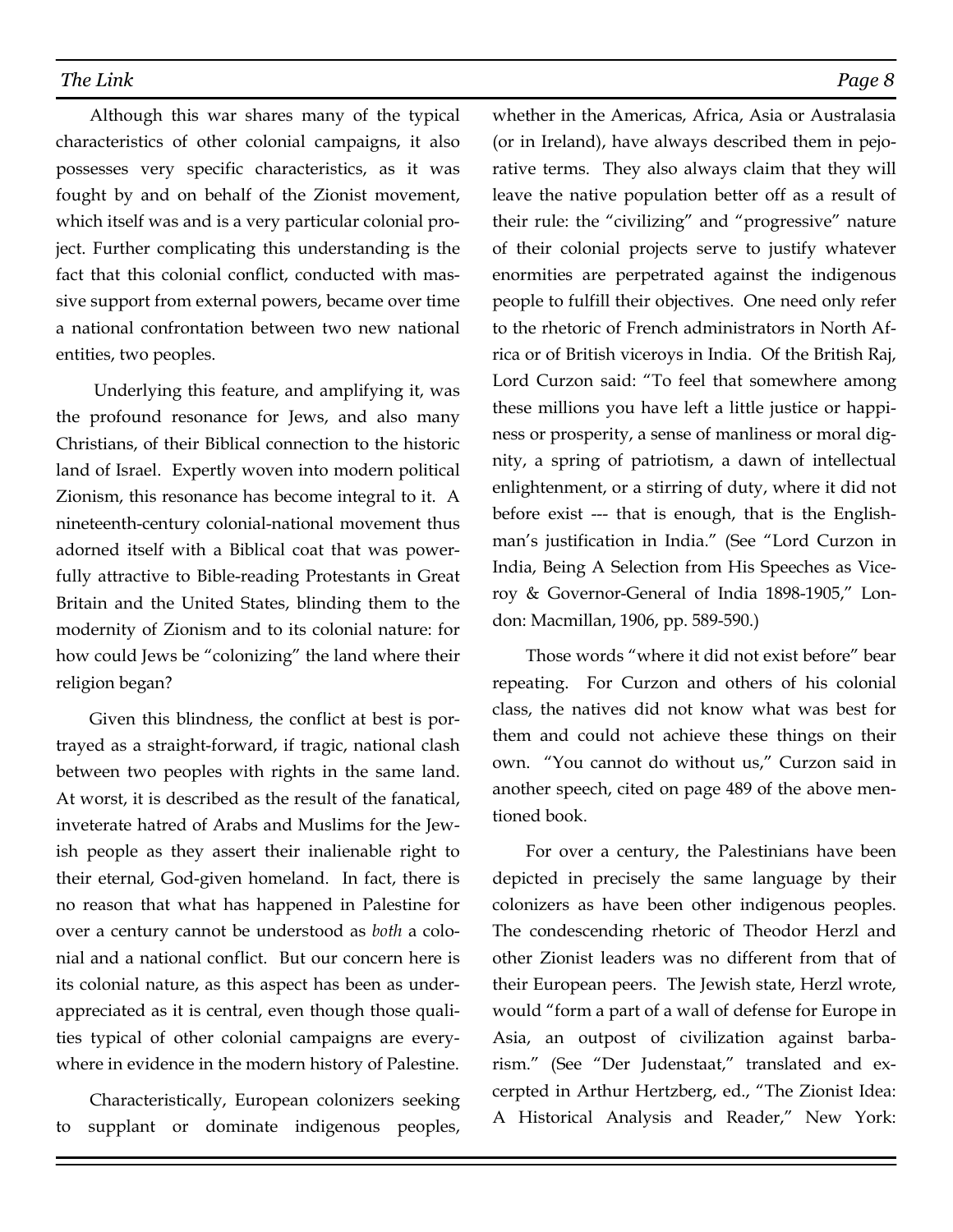Although this war shares many of the typical characteristics of other colonial campaigns, it also possesses very specific characteristics, as it was fought by and on behalf of the Zionist movement, which itself was and is a very particular colonial project. Further complicating this understanding is the fact that this colonial conflict, conducted with massive support from external powers, became over time a national confrontation between two new national entities, two peoples.

Underlying this feature, and amplifying it, was the profound resonance for Jews, and also many Christians, of their Biblical connection to the historic land of Israel. Expertly woven into modern political Zionism, this resonance has become integral to it. A nineteenth-century colonial-national movement thus adorned itself with a Biblical coat that was powerfully attractive to Bible-reading Protestants in Great Britain and the United States, blinding them to the modernity of Zionism and to its colonial nature: for how could Jews be "colonizing" the land where their religion began?

Given this blindness, the conflict at best is portrayed as a straight-forward, if tragic, national clash between two peoples with rights in the same land. At worst, it is described as the result of the fanatical, inveterate hatred of Arabs and Muslims for the Jewish people as they assert their inalienable right to their eternal, God-given homeland. In fact, there is no reason that what has happened in Palestine for over a century cannot be understood as *both* a colonial and a national conflict. But our concern here is its colonial nature, as this aspect has been as under-appreciated as it is central, even though those qualities typical of other colonial campaigns are everywhere in evidence in the modern history of Palestine.

Characteristically, European colonizers seeking to supplant or dominate indigenous peoples, whether in the Americas, Africa, Asia or Australasia (or in Ireland), have always described them in pejorative terms. They also always claim that they will leave the native population better off as a result of their rule: the "civilizing" and "progressive" nature of their colonial projects serve to justify whatever enormities are perpetrated against the indigenous people to fulfill their objectives. One need only refer to the rhetoric of French administrators in North Africa or of British viceroys in India. Of the British Raj, Lord Curzon said: "To feel that somewhere among these millions you have left a little justice or happiness or prosperity, a sense of manliness or moral dignity, a spring of patriotism, a dawn of intellectual enlightenment, or a stirring of duty, where it did not before exist --- that is enough, that is the Englishman's justification in India." (See "Lord Curzon in India, Being A Selection from His Speeches as Viceroy & Governor-General of India 1898-1905," London: Macmillan, 1906, pp. 589-590.)

Those words "where it did not exist before" bear repeating. For Curzon and others of his colonial class, the natives did not know what was best for them and could not achieve these things on their own. "You cannot do without us," Curzon said in another speech, cited on page 489 of the above mentioned book.

For over a century, the Palestinians have been depicted in precisely the same language by their colonizers as have been other indigenous peoples. The condescending rhetoric of Theodor Herzl and other Zionist leaders was no different from that of their European peers. The Jewish state, Herzl wrote, would "form a part of a wall of defense for Europe in Asia, an outpost of civilization against barbarism." (See "Der Judenstaat," translated and excerpted in Arthur Hertzberg, ed., "The Zionist Idea: A Historical Analysis and Reader," New York: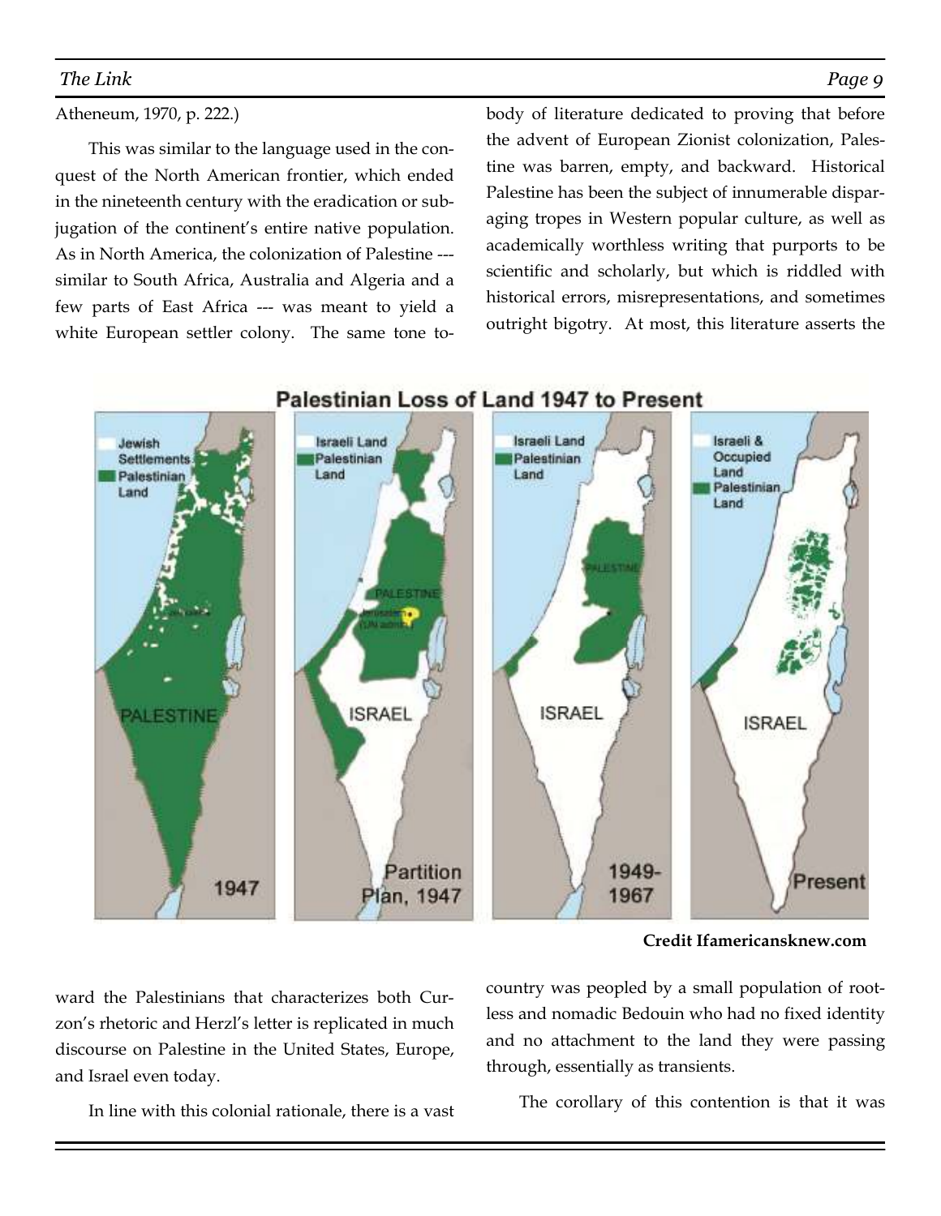Atheneum, 1970, p. 222.)

This was similar to the language used in the conquest of the North American frontier, which ended in the nineteenth century with the eradication or subjugation of the continent's entire native population. As in North America, the colonization of Palestine --- similar to South Africa, Australia and Algeria and a few parts of East Africa --- was meant to yield a white European settler colony. The same tone toward the Palestinians that characterizes both Curzon's rhetoric and Herzl's letter is replicated in much discourse on Palestine in the United States, Europe, and Israel even today.

In line with this colonial rationale, there is a vast body of literature dedicated to proving that before the advent of European Zionist colonization, Palestine was barren, empty, and backward. Historical Palestine has been the subject of innumerable disparaging tropes in Western popular culture, as well as academically worthless writing that purports to be scientific and scholarly, but which is riddled with historical errors, misrepresentations, and sometimes outright bigotry. At most, this literature asserts the country was peopled by a small population of rootless and nomadic Bedouin who had no fixed identity and no attachment to the land they were passing through, essentially as transients.

**Palestinian Loss of Land 1947 to Present**

**Credit Ifamericansknew.com**

The corollary of this contention is that it was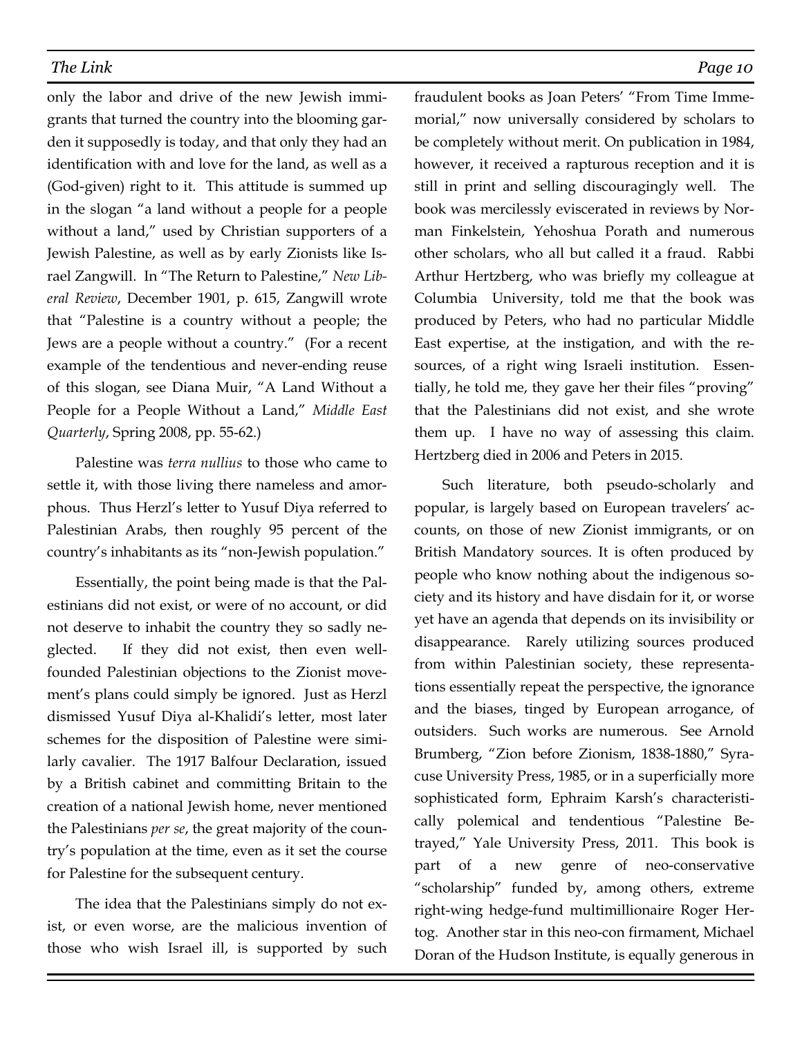only the labor and drive of the new Jewish immigrants that turned the country into the blooming garden it supposedly is today, and that only they had an identification with and love for the land, as well as a (God-given) right to it. This attitude is summed up in the slogan "a land without a people for a people without a land," used by Christian supporters of a Jewish Palestine, as well as by early Zionists like Israel Zangwill. In "The Return to Palestine," *New Liberal Review*, December 1901, p. 615, Zangwill wrote that "Palestine is a country without a people; the Jews are a people without a country." (For a recent example of the tendentious and never-ending reuse of this slogan, see Diana Muir, "A Land Without a People for a People Without a Land," *Middle East Quarterly*, Spring 2008, pp. 55-62.)

Palestine was *terra nullius* to those who came to settle it, with those living there nameless and amorphous. Thus Herzl's letter to Yusuf Diya referred to Palestinian Arabs, then roughly 95 percent of the country's inhabitants as its "non-Jewish population."

Essentially, the point being made is that the Palestinians did not exist, or were of no account, or did not deserve to inhabit the country they so sadly neglected. If they did not exist, then even well-founded Palestinian objections to the Zionist movement's plans could simply be ignored. Just as Herzl dismissed Yusuf Diya al-Khalidi's letter, most later schemes for the disposition of Palestine were similarly cavalier. The 1917 Balfour Declaration, issued by a British cabinet and committing Britain to the creation of a national Jewish home, never mentioned the Palestinians *per se*, the great majority of the country's population at the time, even as it set the course for Palestine for the subsequent century.

The idea that the Palestinians simply do not exist, or even worse, are the malicious invention of those who wish Israel ill, is supported by such fraudulent books as Joan Peters' "From Time Immemorial," now universally considered by scholars to be completely without merit. On publication in 1984, however, it received a rapturous reception and it is still in print and selling discouragingly well. The book was mercilessly eviscerated in reviews by Norman Finkelstein, Yehoshua Porath and numerous other scholars, who all but called it a fraud. Rabbi Arthur Hertzberg, who was briefly my colleague at Columbia University, told me that the book was produced by Peters, who had no particular Middle East expertise, at the instigation, and with the resources, of a right wing Israeli institution. Essentially, he told me, they gave her their files "proving" that the Palestinians did not exist, and she wrote them up. I have no way of assessing this claim. Hertzberg died in 2006 and Peters in 2015.

Such literature, both pseudo-scholarly and popular, is largely based on European travelers' accounts, on those of new Zionist immigrants, or on British Mandatory sources. It is often produced by people who know nothing about the indigenous society and its history and have disdain for it, or worse yet have an agenda that depends on its invisibility or disappearance. Rarely utilizing sources produced from within Palestinian society, these representations essentially repeat the perspective, the ignorance and the biases, tinged by European arrogance, of outsiders. Such works are numerous. See Arnold Brumberg, "Zion before Zionism, 1838-1880," Syracuse University Press, 1985, or in a superficially more sophisticated form, Ephraim Karsh's characteristically polemical and tendentious "Palestine Betrayed," Yale University Press, 2011. This book is part of a new genre of neo-conservative "scholarship" funded by, among others, extreme right-wing hedge-fund multimillionaire Roger Hertog. Another star in this neo-con firmament, Michael Doran of the Hudson Institute, is equally generous in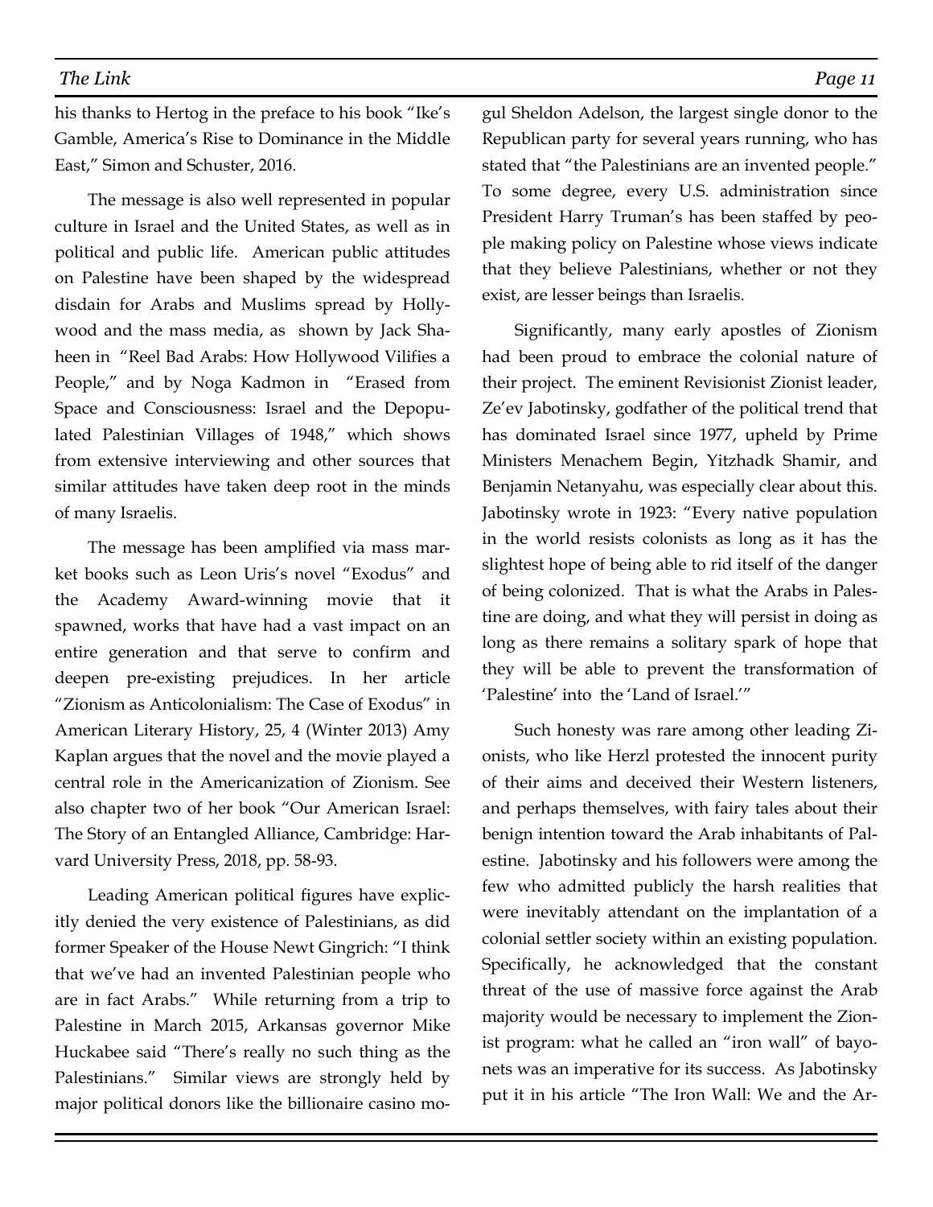his thanks to Hertog in the preface to his book "Ike's Gamble, America's Rise to Dominance in the Middle East," Simon and Schuster, 2016.

The message is also well represented in popular culture in Israel and the United States, as well as in political and public life. American public attitudes on Palestine have been shaped by the widespread disdain for Arabs and Muslims spread by Hollywood and the mass media, as shown by Jack Shaheen in "Reel Bad Arabs: How Hollywood Vilifies a People," and by Noga Kadmon in "Erased from Space and Consciousness: Israel and the Depopulated Palestinian Villages of 1948," which shows from extensive interviewing and other sources that similar attitudes have taken deep root in the minds of many Israelis.

The message has been amplified via mass market books such as Leon Uris's novel "Exodus" and the Academy Award-winning movie that it spawned, works that have had a vast impact on an entire generation and that serve to confirm and deepen pre-existing prejudices. In her article "Zionism as Anticolonialism: The Case of Exodus" in American Literary History, 25, 4 (Winter 2013) Amy Kaplan argues that the novel and the movie played a central role in the Americanization of Zionism. See also chapter two of her book "Our American Israel: The Story of an Entangled Alliance, Cambridge: Harvard University Press, 2018, pp. 58-93.

Leading American political figures have explicitly denied the very existence of Palestinians, as did former Speaker of the House Newt Gingrich: "I think that we've had an invented Palestinian people who are in fact Arabs." While returning from a trip to Palestine in March 2015, Arkansas governor Mike Huckabee said "There's really no such thing as the Palestinians." Similar views are strongly held by major political donors like the billionaire casino mogul Sheldon Adelson, the largest single donor to the Republican party for several years running, who has stated that "the Palestinians are an invented people." To some degree, every U.S. administration since President Harry Truman's has been staffed by people making policy on Palestine whose views indicate that they believe Palestinians, whether or not they exist, are lesser beings than Israelis.

Significantly, many early apostles of Zionism had been proud to embrace the colonial nature of their project. The eminent Revisionist Zionist leader, Ze'ev Jabotinsky, godfather of the political trend that has dominated Israel since 1977, upheld by Prime Ministers Menachem Begin, Yitzhadk Shamir, and Benjamin Netanyahu, was especially clear about this. Jabotinsky wrote in 1923: "Every native population in the world resists colonists as long as it has the slightest hope of being able to rid itself of the danger of being colonized. That is what the Arabs in Palestine are doing, and what they will persist in doing as long as there remains a solitary spark of hope that they will be able to prevent the transformation of 'Palestine' into the 'Land of Israel.'"

Such honesty was rare among other leading Zionists, who like Herzl protested the innocent purity of their aims and deceived their Western listeners, and perhaps themselves, with fairy tales about their benign intention toward the Arab inhabitants of Palestine. Jabotinsky and his followers were among the few who admitted publicly the harsh realities that were inevitably attendant on the implantation of a colonial settler society within an existing population. Specifically, he acknowledged that the constant threat of the use of massive force against the Arab majority would be necessary to implement the Zionist program: what he called an "iron wall" of bayonets was an imperative for its success. As Jabotinsky put it in his article "The Iron Wall: We and the Ar-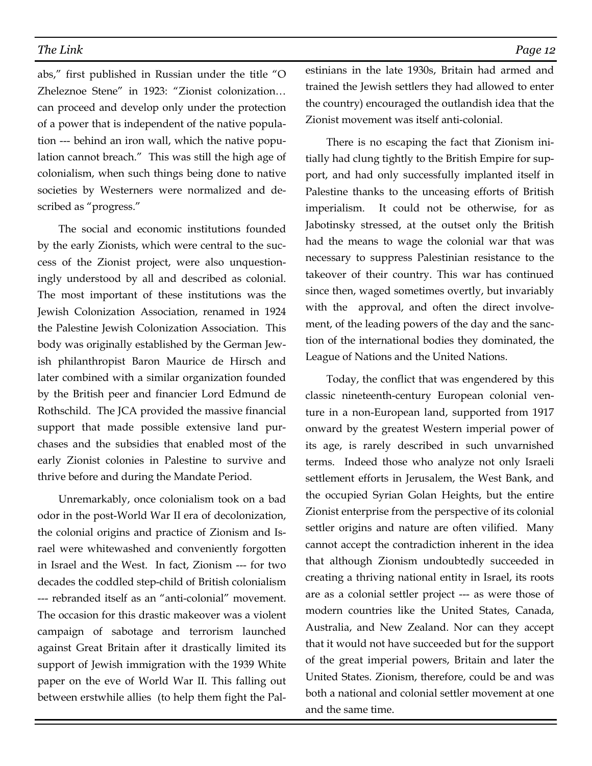abs," first published in Russian under the title "O Zheleznoe Stene" in 1923: "Zionist colonization… can proceed and develop only under the protection of a power that is independent of the native population --- behind an iron wall, which the native population cannot breach." This was still the high age of colonialism, when such things being done to native societies by Westerners were normalized and described as "progress."

The social and economic institutions founded by the early Zionists, which were central to the success of the Zionist project, were also unquestioningly understood by all and described as colonial. The most important of these institutions was the Jewish Colonization Association, renamed in 1924 the Palestine Jewish Colonization Association. This body was originally established by the German Jewish philanthropist Baron Maurice de Hirsch and later combined with a similar organization founded by the British peer and financier Lord Edmund de Rothschild. The JCA provided the massive financial support that made possible extensive land purchases and the subsidies that enabled most of the early Zionist colonies in Palestine to survive and thrive before and during the Mandate Period.

Unremarkably, once colonialism took on a bad odor in the post-World War II era of decolonization, the colonial origins and practice of Zionism and Israel were whitewashed and conveniently forgotten in Israel and the West. In fact, Zionism --- for two decades the coddled step-child of British colonialism --- rebranded itself as an "anti-colonial" movement. The occasion for this drastic makeover was a violent campaign of sabotage and terrorism launched against Great Britain after it drastically limited its support of Jewish immigration with the 1939 White paper on the eve of World War II. This falling out between erstwhile allies (to help them fight the Palestinians in the late 1930s, Britain had armed and trained the Jewish settlers they had allowed to enter the country) encouraged the outlandish idea that the Zionist movement was itself anti-colonial.

There is no escaping the fact that Zionism initially had clung tightly to the British Empire for support, and had only successfully implanted itself in Palestine thanks to the unceasing efforts of British imperialism. It could not be otherwise, for as Jabotinsky stressed, at the outset only the British had the means to wage the colonial war that was necessary to suppress Palestinian resistance to the takeover of their country. This war has continued since then, waged sometimes overtly, but invariably with the approval, and often the direct involvement, of the leading powers of the day and the sanction of the international bodies they dominated, the League of Nations and the United Nations.

Today, the conflict that was engendered by this classic nineteenth-century European colonial venture in a non-European land, supported from 1917 onward by the greatest Western imperial power of its age, is rarely described in such unvarnished terms. Indeed those who analyze not only Israeli settlement efforts in Jerusalem, the West Bank, and the occupied Syrian Golan Heights, but the entire Zionist enterprise from the perspective of its colonial settler origins and nature are often vilified. Many cannot accept the contradiction inherent in the idea that although Zionism undoubtedly succeeded in creating a thriving national entity in Israel, its roots are as a colonial settler project --- as were those of modern countries like the United States, Canada, Australia, and New Zealand. Nor can they accept that it would not have succeeded but for the support of the great imperial powers, Britain and later the United States. Zionism, therefore, could be and was both a national and colonial settler movement at one and the same time.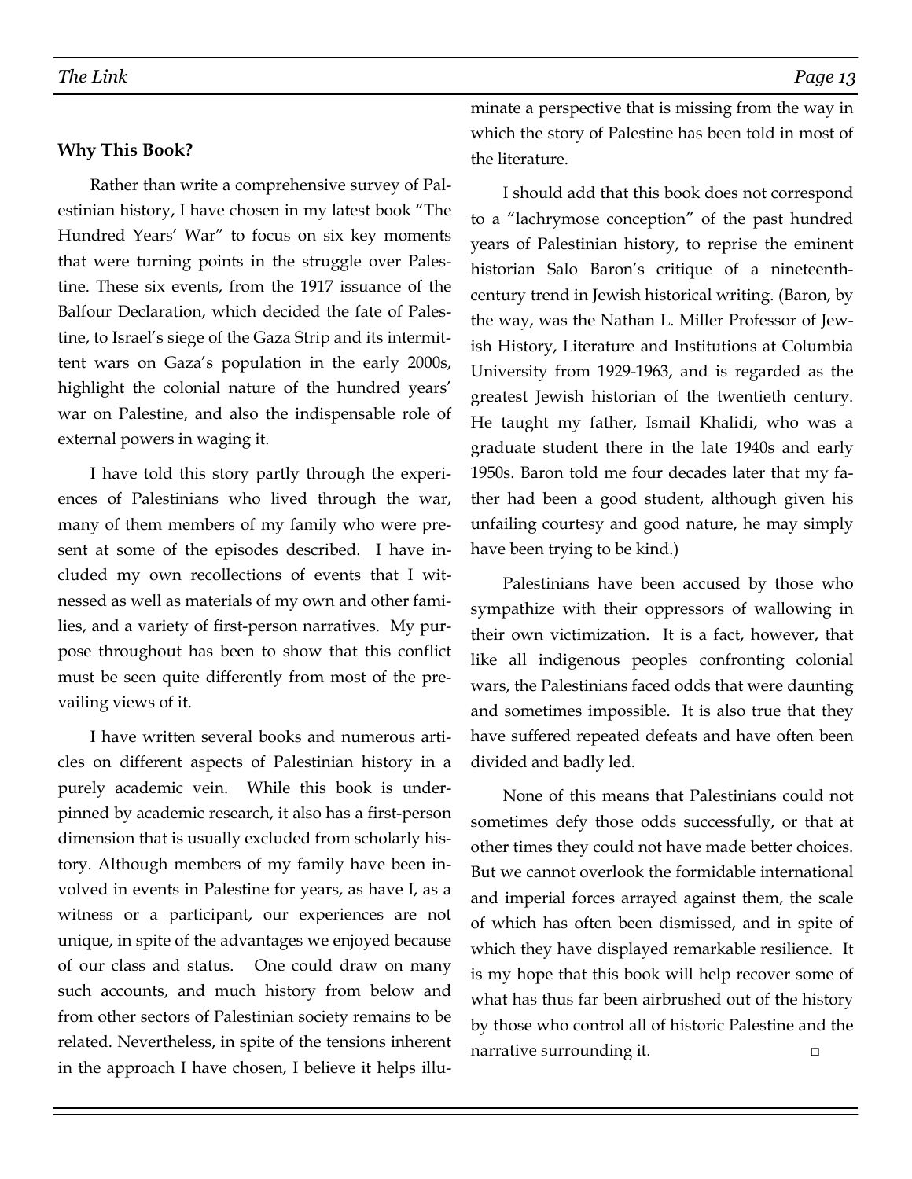### **Why This Book?**

Rather than write a comprehensive survey of Palestinian history, I have chosen in my latest book "The Hundred Years' War" to focus on six key moments that were turning points in the struggle over Palestine. These six events, from the 1917 issuance of the Balfour Declaration, which decided the fate of Palestine, to Israel's siege of the Gaza Strip and its intermittent wars on Gaza's population in the early 2000s, highlight the colonial nature of the hundred years' war on Palestine, and also the indispensable role of external powers in waging it.

I have told this story partly through the experiences of Palestinians who lived through the war, many of them members of my family who were present at some of the episodes described. I have included my own recollections of events that I witnessed as well as materials of my own and other families, and a variety of first-person narratives. My purpose throughout has been to show that this conflict must be seen quite differently from most of the prevailing views of it.

I have written several books and numerous articles on different aspects of Palestinian history in a purely academic vein. While this book is underpinned by academic research, it also has a first-person dimension that is usually excluded from scholarly history. Although members of my family have been involved in events in Palestine for years, as have I, as a witness or a participant, our experiences are not unique, in spite of the advantages we enjoyed because of our class and status. One could draw on many such accounts, and much history from below and from other sectors of Palestinian society remains to be related. Nevertheless, in spite of the tensions inherent in the approach I have chosen, I believe it helps illuminate a perspective that is missing from the way in which the story of Palestine has been told in most of the literature.

I should add that this book does not correspond to a "lachrymose conception" of the past hundred years of Palestinian history, to reprise the eminent historian Salo Baron's critique of a nineteenth-century trend in Jewish historical writing. (Baron, by the way, was the Nathan L. Miller Professor of Jewish History, Literature and Institutions at Columbia University from 1929-1963, and is regarded as the greatest Jewish historian of the twentieth century. He taught my father, Ismail Khalidi, who was a graduate student there in the late 1940s and early 1950s. Baron told me four decades later that my father had been a good student, although given his unfailing courtesy and good nature, he may simply have been trying to be kind.)

Palestinians have been accused by those who sympathize with their oppressors of wallowing in their own victimization. It is a fact, however, that like all indigenous peoples confronting colonial wars, the Palestinians faced odds that were daunting and sometimes impossible. It is also true that they have suffered repeated defeats and have often been divided and badly led.

None of this means that Palestinians could not sometimes defy those odds successfully, or that at other times they could not have made better choices. But we cannot overlook the formidable international and imperial forces arrayed against them, the scale of which has often been dismissed, and in spite of which they have displayed remarkable resilience. It is my hope that this book will help recover some of what has thus far been airbrushed out of the history by those who control all of historic Palestine and the narrative surrounding it. □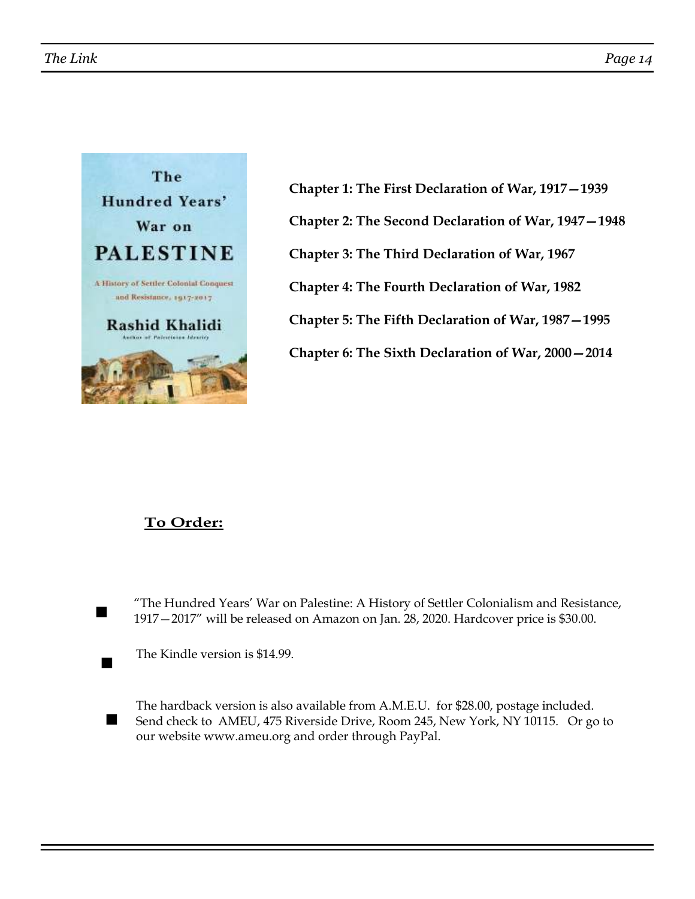**Chapter 1: The First Declaration of War, 1917—1939**

**Chapter 2: The Second Declaration of War, 1947—1948**

**Chapter 3: The Third Declaration of War, 1967**

**Chapter 4: The Fourth Declaration of War, 1982**

**Chapter 5: The Fifth Declaration of War, 1987—1995**

**Chapter 6: The Sixth Declaration of War, 2000—2014**

## To Order:

- "The Hundred Years' War on Palestine: A History of Settler Colonialism and Resistance, 1917—2017" will be released on Amazon on Jan. 28, 2020. Hardcover price is $30.00.
- The Kindle version is $14.99.
- The hardback version is also available from A.M.E.U. for $28.00, postage included. Send check to AMEU, 475 Riverside Drive, Room 245, New York, NY 10115. Or go to our website www.ameu.org and order through PayPal.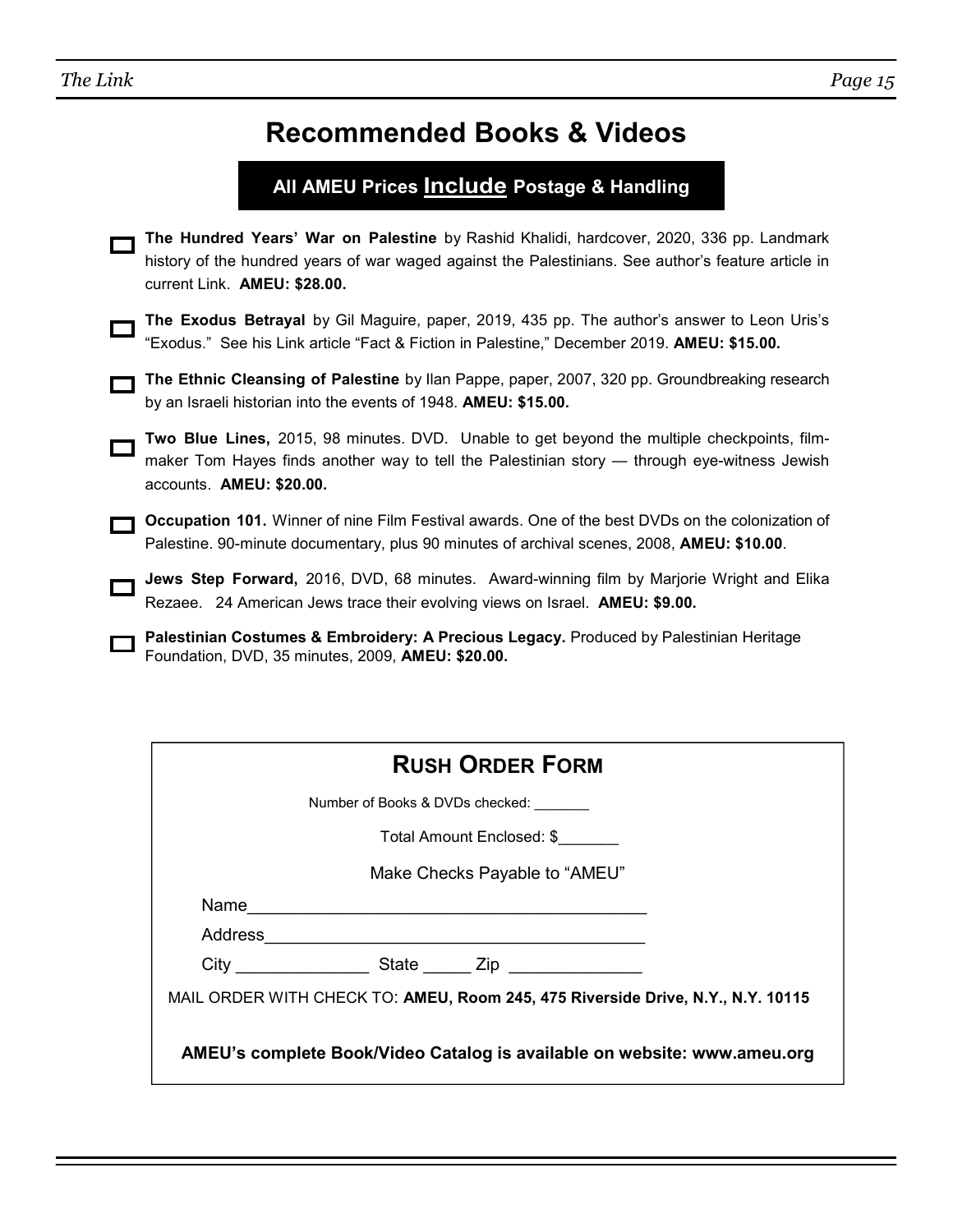# Recommended Books & Videos

**All AMEU Prices Include Postage & Handling**

- ☐ **The Hundred Years' War on Palestine** by Rashid Khalidi, hardcover, 2020, 336 pp. Landmark history of the hundred years of war waged against the Palestinians. See author's feature article in current Link. **AMEU: $28.00.**

- ☐ **The Exodus Betrayal** by Gil Maguire, paper, 2019, 435 pp. The author's answer to Leon Uris's "Exodus." See his Link article "Fact & Fiction in Palestine," December 2019. **AMEU: $15.00.**

- ☐ **The Ethnic Cleansing of Palestine** by Ilan Pappe, paper, 2007, 320 pp. Groundbreaking research by an Israeli historian into the events of 1948. **AMEU: $15.00.**

- ☐ **Two Blue Lines,** 2015, 98 minutes. DVD. Unable to get beyond the multiple checkpoints, film-maker Tom Hayes finds another way to tell the Palestinian story — through eye-witness Jewish accounts. **AMEU: $20.00.**

- ☐ **Occupation 101.** Winner of nine Film Festival awards. One of the best DVDs on the colonization of Palestine. 90-minute documentary, plus 90 minutes of archival scenes, 2008, **AMEU: $10.00**.

- ☐ **Jews Step Forward,** 2016, DVD, 68 minutes. Award-winning film by Marjorie Wright and Elika Rezaee. 24 American Jews trace their evolving views on Israel. **AMEU: $9.00.**

- ☐ **Palestinian Costumes & Embroidery: A Precious Legacy.** Produced by Palestinian Heritage Foundation, DVD, 35 minutes, 2009, **AMEU: $20.00.**

## RUSH ORDER FORM

Number of Books & DVDs checked: _______

Total Amount Enclosed: $_______

Make Checks Payable to "AMEU"

Name_________________________________________

Address_______________________________________

City ______________ State _____ Zip ______________

MAIL ORDER WITH CHECK TO: **AMEU, Room 245, 475 Riverside Drive, N.Y., N.Y. 10115**

**AMEU's complete Book/Video Catalog is available on website: www.ameu.org**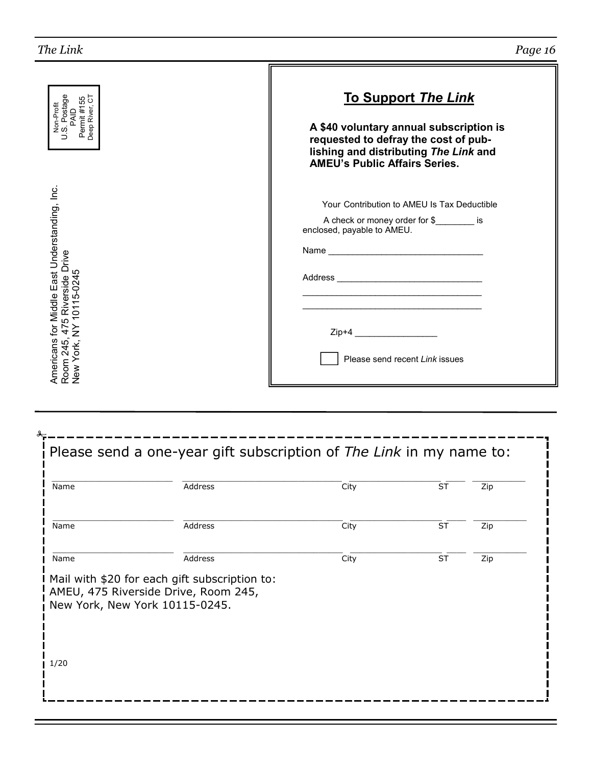Non-Profit
U.S. Postage
PAID
Permit #155
Deep River, CT

Americans for Middle East Understanding, Inc.
Room 245, 475 Riverside Drive
New York, NY 10115-0245

## To Support *The Link*

**A $40 voluntary annual subscription is requested to defray the cost of publishing and distributing *The Link* and AMEU's Public Affairs Series.**

Your Contribution to AMEU Is Tax Deductible

A check or money order for $________ is enclosed, payable to AMEU.

Name _______________________________

Address _____________________________

___________________________________

___________________________________

Zip+4 _________________

☐ Please send recent *Link* issues

---

Please send a one-year gift subscription of *The Link* in my name to:

| Name | Address | City | ST | Zip |
|---|---|---|---|---|
| | | | | |
| | | | | |
| | | | | |

Mail with $20 for each gift subscription to:
AMEU, 475 Riverside Drive, Room 245,
New York, New York 10115-0245.

1/20